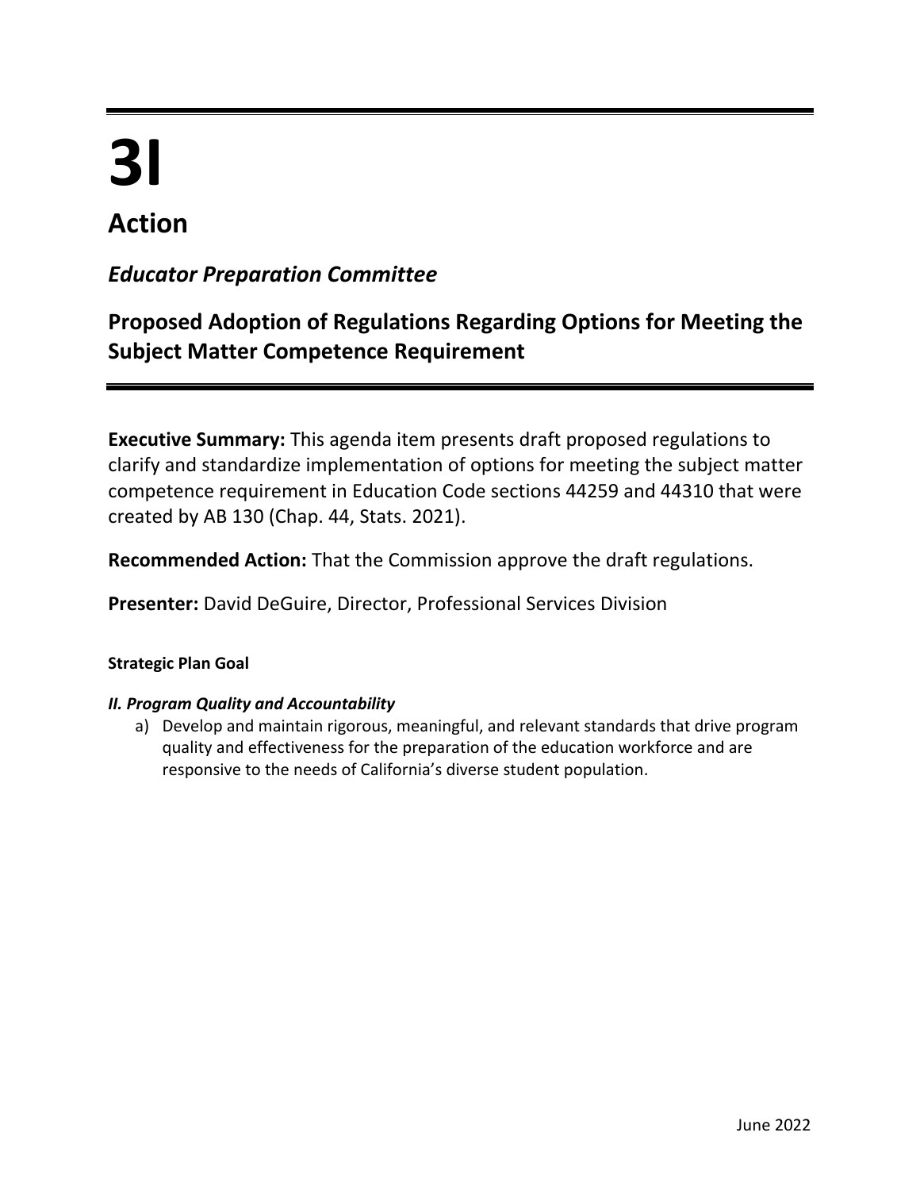# 3I

## Action

### *Educator Preparation Committee*

### Proposed Adoption of Regulations Regarding Options for Meeting the Subject Matter Competence Requirement

**Executive Summary:** This agenda item presents draft proposed regulations to clarify and standardize implementation of options for meeting the subject matter competence requirement in Education Code sections 44259 and 44310 that were created by AB 130 (Chap. 44, Stats. 2021).

**Recommended Action:** That the Commission approve the draft regulations.

**Presenter:** David DeGuire, Director, Professional Services Division

**Strategic Plan Goal**

***II. Program Quality and Accountability***

a) Develop and maintain rigorous, meaningful, and relevant standards that drive program quality and effectiveness for the preparation of the education workforce and are responsive to the needs of California's diverse student population.

June 2022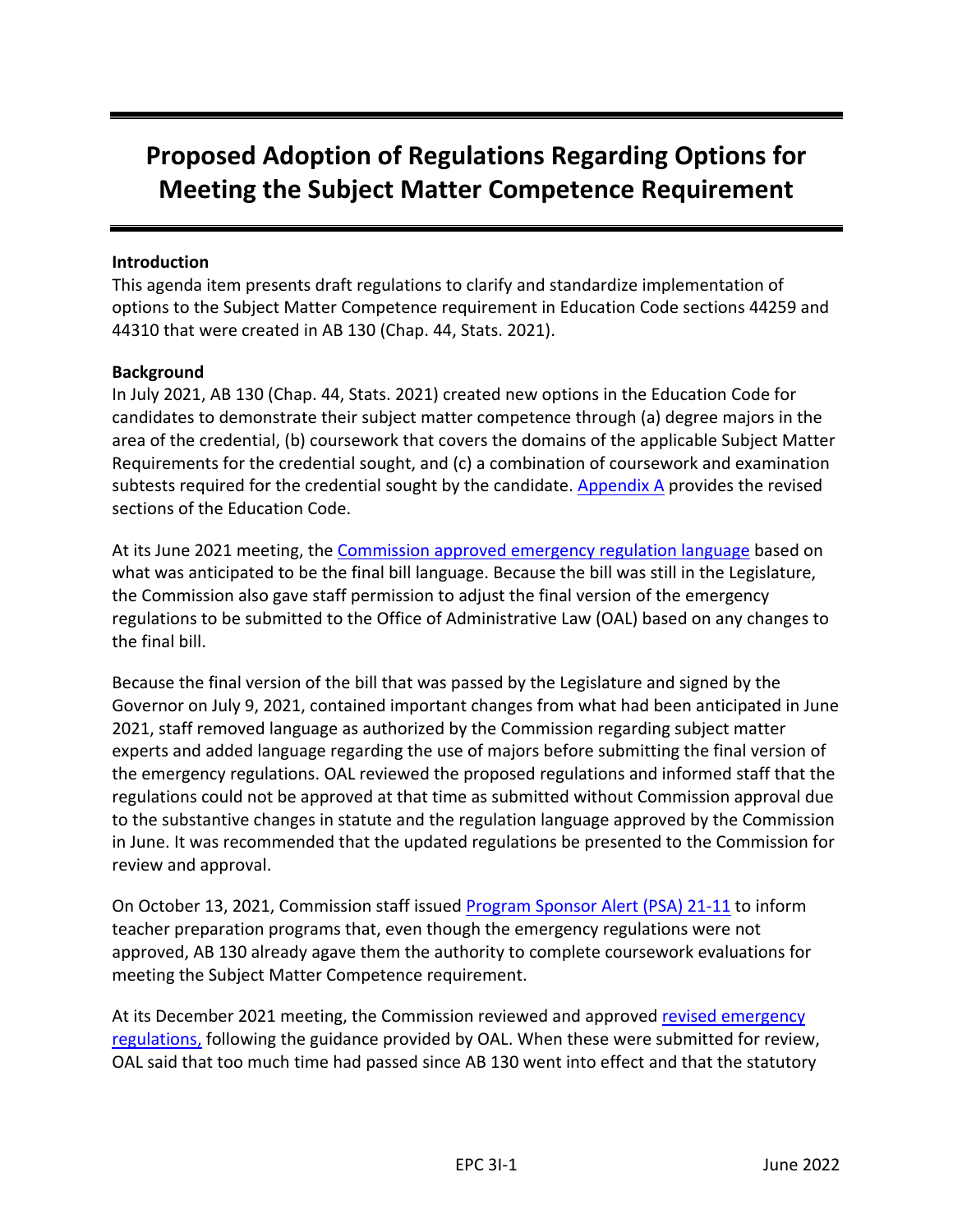# Proposed Adoption of Regulations Regarding Options for Meeting the Subject Matter Competence Requirement

**Introduction**

This agenda item presents draft regulations to clarify and standardize implementation of options to the Subject Matter Competence requirement in Education Code sections 44259 and 44310 that were created in AB 130 (Chap. 44, Stats. 2021).

**Background**

In July 2021, AB 130 (Chap. 44, Stats. 2021) created new options in the Education Code for candidates to demonstrate their subject matter competence through (a) degree majors in the area of the credential, (b) coursework that covers the domains of the applicable Subject Matter Requirements for the credential sought, and (c) a combination of coursework and examination subtests required for the credential sought by the candidate. Appendix A provides the revised sections of the Education Code.

At its June 2021 meeting, the Commission approved emergency regulation language based on what was anticipated to be the final bill language. Because the bill was still in the Legislature, the Commission also gave staff permission to adjust the final version of the emergency regulations to be submitted to the Office of Administrative Law (OAL) based on any changes to the final bill.

Because the final version of the bill that was passed by the Legislature and signed by the Governor on July 9, 2021, contained important changes from what had been anticipated in June 2021, staff removed language as authorized by the Commission regarding subject matter experts and added language regarding the use of majors before submitting the final version of the emergency regulations. OAL reviewed the proposed regulations and informed staff that the regulations could not be approved at that time as submitted without Commission approval due to the substantive changes in statute and the regulation language approved by the Commission in June. It was recommended that the updated regulations be presented to the Commission for review and approval.

On October 13, 2021, Commission staff issued Program Sponsor Alert (PSA) 21-11 to inform teacher preparation programs that, even though the emergency regulations were not approved, AB 130 already agave them the authority to complete coursework evaluations for meeting the Subject Matter Competence requirement.

At its December 2021 meeting, the Commission reviewed and approved revised emergency regulations, following the guidance provided by OAL. When these were submitted for review, OAL said that too much time had passed since AB 130 went into effect and that the statutory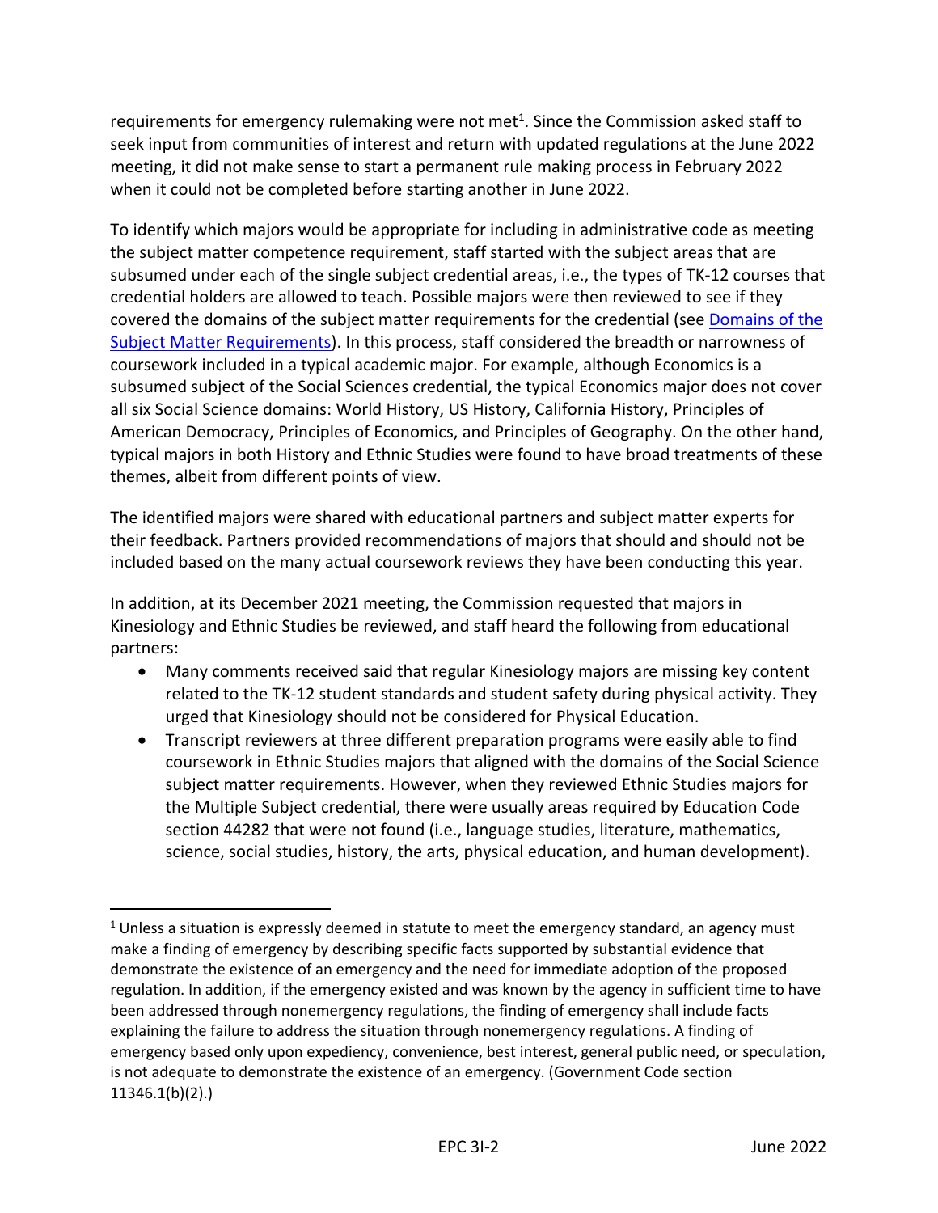requirements for emergency rulemaking were not met[1]. Since the Commission asked staff to seek input from communities of interest and return with updated regulations at the June 2022 meeting, it did not make sense to start a permanent rule making process in February 2022 when it could not be completed before starting another in June 2022.

To identify which majors would be appropriate for including in administrative code as meeting the subject matter competence requirement, staff started with the subject areas that are subsumed under each of the single subject credential areas, i.e., the types of TK-12 courses that credential holders are allowed to teach. Possible majors were then reviewed to see if they covered the domains of the subject matter requirements for the credential (see Domains of the Subject Matter Requirements). In this process, staff considered the breadth or narrowness of coursework included in a typical academic major. For example, although Economics is a subsumed subject of the Social Sciences credential, the typical Economics major does not cover all six Social Science domains: World History, US History, California History, Principles of American Democracy, Principles of Economics, and Principles of Geography. On the other hand, typical majors in both History and Ethnic Studies were found to have broad treatments of these themes, albeit from different points of view.

The identified majors were shared with educational partners and subject matter experts for their feedback. Partners provided recommendations of majors that should and should not be included based on the many actual coursework reviews they have been conducting this year.

In addition, at its December 2021 meeting, the Commission requested that majors in Kinesiology and Ethnic Studies be reviewed, and staff heard the following from educational partners:

- Many comments received said that regular Kinesiology majors are missing key content related to the TK-12 student standards and student safety during physical activity. They urged that Kinesiology should not be considered for Physical Education.
- Transcript reviewers at three different preparation programs were easily able to find coursework in Ethnic Studies majors that aligned with the domains of the Social Science subject matter requirements. However, when they reviewed Ethnic Studies majors for the Multiple Subject credential, there were usually areas required by Education Code section 44282 that were not found (i.e., language studies, literature, mathematics, science, social studies, history, the arts, physical education, and human development).

[1] Unless a situation is expressly deemed in statute to meet the emergency standard, an agency must make a finding of emergency by describing specific facts supported by substantial evidence that demonstrate the existence of an emergency and the need for immediate adoption of the proposed regulation. In addition, if the emergency existed and was known by the agency in sufficient time to have been addressed through nonemergency regulations, the finding of emergency shall include facts explaining the failure to address the situation through nonemergency regulations. A finding of emergency based only upon expediency, convenience, best interest, general public need, or speculation, is not adequate to demonstrate the existence of an emergency. (Government Code section 11346.1(b)(2).)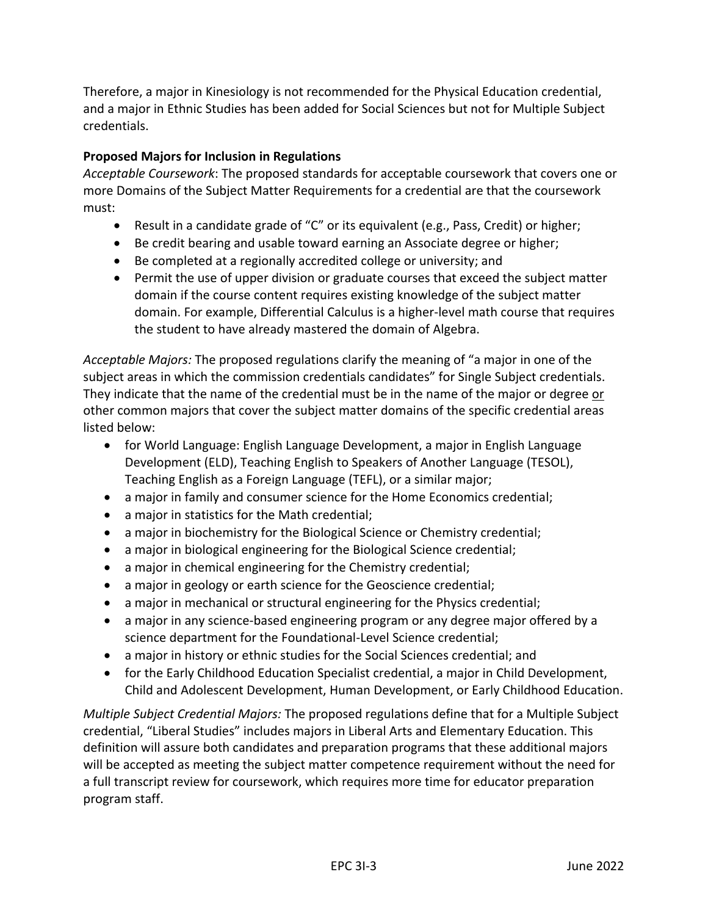Therefore, a major in Kinesiology is not recommended for the Physical Education credential, and a major in Ethnic Studies has been added for Social Sciences but not for Multiple Subject credentials.

**Proposed Majors for Inclusion in Regulations**

*Acceptable Coursework*: The proposed standards for acceptable coursework that covers one or more Domains of the Subject Matter Requirements for a credential are that the coursework must:

- Result in a candidate grade of "C" or its equivalent (e.g., Pass, Credit) or higher;
- Be credit bearing and usable toward earning an Associate degree or higher;
- Be completed at a regionally accredited college or university; and
- Permit the use of upper division or graduate courses that exceed the subject matter domain if the course content requires existing knowledge of the subject matter domain. For example, Differential Calculus is a higher-level math course that requires the student to have already mastered the domain of Algebra.

*Acceptable Majors:* The proposed regulations clarify the meaning of "a major in one of the subject areas in which the commission credentials candidates" for Single Subject credentials. They indicate that the name of the credential must be in the name of the major or degree <u>or</u> other common majors that cover the subject matter domains of the specific credential areas listed below:

- for World Language: English Language Development, a major in English Language Development (ELD), Teaching English to Speakers of Another Language (TESOL), Teaching English as a Foreign Language (TEFL), or a similar major;
- a major in family and consumer science for the Home Economics credential;
- a major in statistics for the Math credential;
- a major in biochemistry for the Biological Science or Chemistry credential;
- a major in biological engineering for the Biological Science credential;
- a major in chemical engineering for the Chemistry credential;
- a major in geology or earth science for the Geoscience credential;
- a major in mechanical or structural engineering for the Physics credential;
- a major in any science-based engineering program or any degree major offered by a science department for the Foundational-Level Science credential;
- a major in history or ethnic studies for the Social Sciences credential; and
- for the Early Childhood Education Specialist credential, a major in Child Development, Child and Adolescent Development, Human Development, or Early Childhood Education.

*Multiple Subject Credential Majors:* The proposed regulations define that for a Multiple Subject credential, "Liberal Studies" includes majors in Liberal Arts and Elementary Education. This definition will assure both candidates and preparation programs that these additional majors will be accepted as meeting the subject matter competence requirement without the need for a full transcript review for coursework, which requires more time for educator preparation program staff.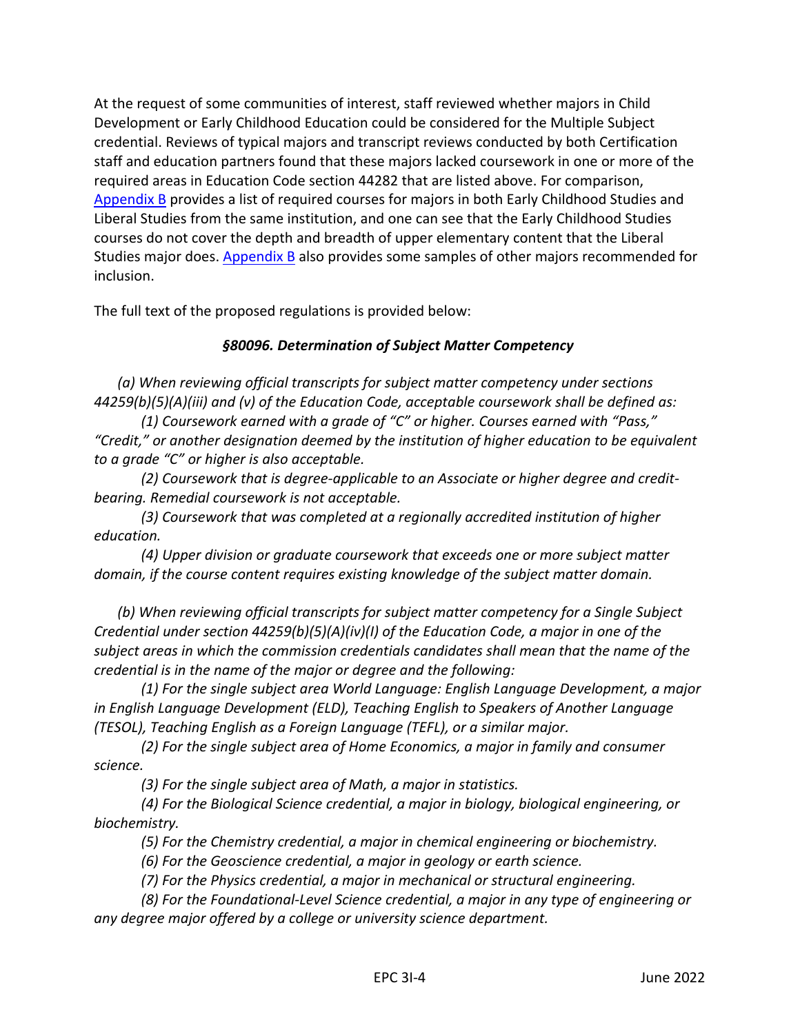At the request of some communities of interest, staff reviewed whether majors in Child Development or Early Childhood Education could be considered for the Multiple Subject credential. Reviews of typical majors and transcript reviews conducted by both Certification staff and education partners found that these majors lacked coursework in one or more of the required areas in Education Code section 44282 that are listed above. For comparison, Appendix B provides a list of required courses for majors in both Early Childhood Studies and Liberal Studies from the same institution, and one can see that the Early Childhood Studies courses do not cover the depth and breadth of upper elementary content that the Liberal Studies major does. Appendix B also provides some samples of other majors recommended for inclusion.

The full text of the proposed regulations is provided below:

### *§80096. Determination of Subject Matter Competency*

*(a) When reviewing official transcripts for subject matter competency under sections 44259(b)(5)(A)(iii) and (v) of the Education Code, acceptable coursework shall be defined as:*

*(1) Coursework earned with a grade of "C" or higher. Courses earned with "Pass," "Credit," or another designation deemed by the institution of higher education to be equivalent to a grade "C" or higher is also acceptable.*

*(2) Coursework that is degree-applicable to an Associate or higher degree and credit-bearing. Remedial coursework is not acceptable.*

*(3) Coursework that was completed at a regionally accredited institution of higher education.*

*(4) Upper division or graduate coursework that exceeds one or more subject matter domain, if the course content requires existing knowledge of the subject matter domain.*

*(b) When reviewing official transcripts for subject matter competency for a Single Subject Credential under section 44259(b)(5)(A)(iv)(I) of the Education Code, a major in one of the subject areas in which the commission credentials candidates shall mean that the name of the credential is in the name of the major or degree and the following:*

*(1) For the single subject area World Language: English Language Development, a major in English Language Development (ELD), Teaching English to Speakers of Another Language (TESOL), Teaching English as a Foreign Language (TEFL), or a similar major.*

*(2) For the single subject area of Home Economics, a major in family and consumer science.*

*(3) For the single subject area of Math, a major in statistics.*

*(4) For the Biological Science credential, a major in biology, biological engineering, or biochemistry.*

*(5) For the Chemistry credential, a major in chemical engineering or biochemistry.*

*(6) For the Geoscience credential, a major in geology or earth science.*

*(7) For the Physics credential, a major in mechanical or structural engineering.*

*(8) For the Foundational-Level Science credential, a major in any type of engineering or any degree major offered by a college or university science department.*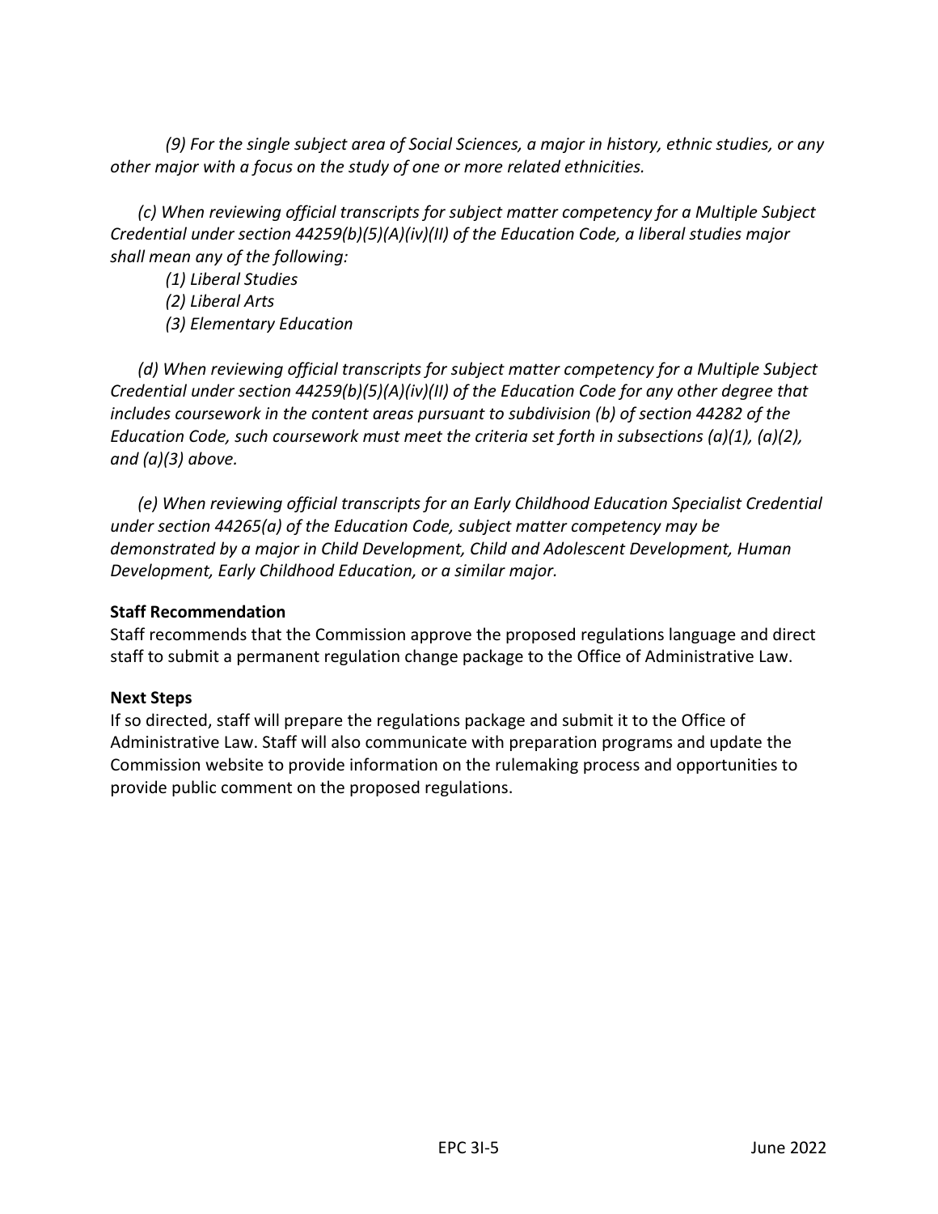*(9) For the single subject area of Social Sciences, a major in history, ethnic studies, or any other major with a focus on the study of one or more related ethnicities.*

*(c) When reviewing official transcripts for subject matter competency for a Multiple Subject Credential under section 44259(b)(5)(A)(iv)(II) of the Education Code, a liberal studies major shall mean any of the following:*

*(1) Liberal Studies*
*(2) Liberal Arts*
*(3) Elementary Education*

*(d) When reviewing official transcripts for subject matter competency for a Multiple Subject Credential under section 44259(b)(5)(A)(iv)(II) of the Education Code for any other degree that includes coursework in the content areas pursuant to subdivision (b) of section 44282 of the Education Code, such coursework must meet the criteria set forth in subsections (a)(1), (a)(2), and (a)(3) above.*

*(e) When reviewing official transcripts for an Early Childhood Education Specialist Credential under section 44265(a) of the Education Code, subject matter competency may be demonstrated by a major in Child Development, Child and Adolescent Development, Human Development, Early Childhood Education, or a similar major.*

**Staff Recommendation**

Staff recommends that the Commission approve the proposed regulations language and direct staff to submit a permanent regulation change package to the Office of Administrative Law.

**Next Steps**

If so directed, staff will prepare the regulations package and submit it to the Office of Administrative Law. Staff will also communicate with preparation programs and update the Commission website to provide information on the rulemaking process and opportunities to provide public comment on the proposed regulations.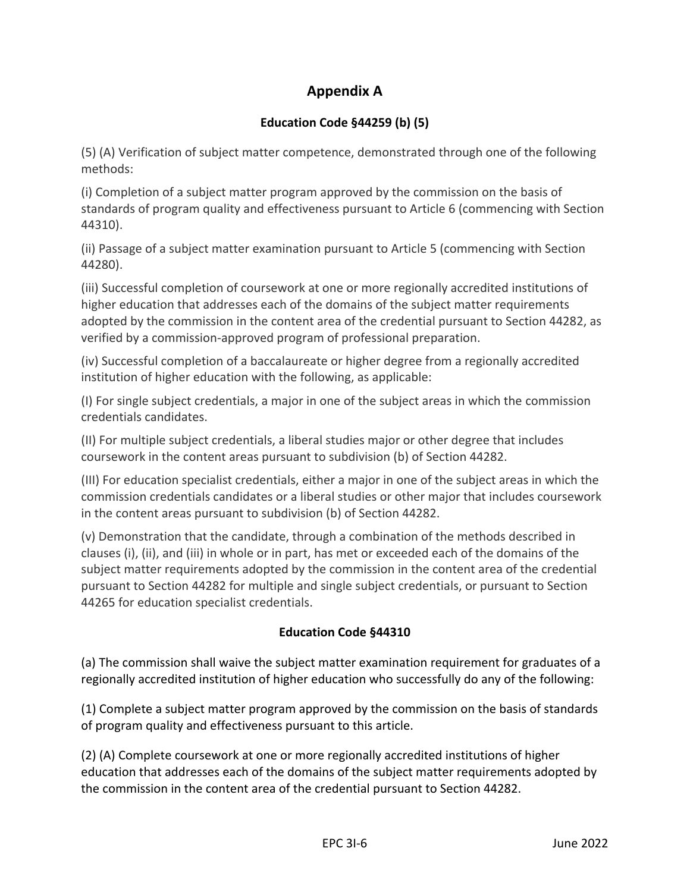# Appendix A

### Education Code §44259 (b) (5)

(5) (A) Verification of subject matter competence, demonstrated through one of the following methods:

(i) Completion of a subject matter program approved by the commission on the basis of standards of program quality and effectiveness pursuant to Article 6 (commencing with Section 44310).

(ii) Passage of a subject matter examination pursuant to Article 5 (commencing with Section 44280).

(iii) Successful completion of coursework at one or more regionally accredited institutions of higher education that addresses each of the domains of the subject matter requirements adopted by the commission in the content area of the credential pursuant to Section 44282, as verified by a commission-approved program of professional preparation.

(iv) Successful completion of a baccalaureate or higher degree from a regionally accredited institution of higher education with the following, as applicable:

(I) For single subject credentials, a major in one of the subject areas in which the commission credentials candidates.

(II) For multiple subject credentials, a liberal studies major or other degree that includes coursework in the content areas pursuant to subdivision (b) of Section 44282.

(III) For education specialist credentials, either a major in one of the subject areas in which the commission credentials candidates or a liberal studies or other major that includes coursework in the content areas pursuant to subdivision (b) of Section 44282.

(v) Demonstration that the candidate, through a combination of the methods described in clauses (i), (ii), and (iii) in whole or in part, has met or exceeded each of the domains of the subject matter requirements adopted by the commission in the content area of the credential pursuant to Section 44282 for multiple and single subject credentials, or pursuant to Section 44265 for education specialist credentials.

### Education Code §44310

(a) The commission shall waive the subject matter examination requirement for graduates of a regionally accredited institution of higher education who successfully do any of the following:

(1) Complete a subject matter program approved by the commission on the basis of standards of program quality and effectiveness pursuant to this article.

(2) (A) Complete coursework at one or more regionally accredited institutions of higher education that addresses each of the domains of the subject matter requirements adopted by the commission in the content area of the credential pursuant to Section 44282.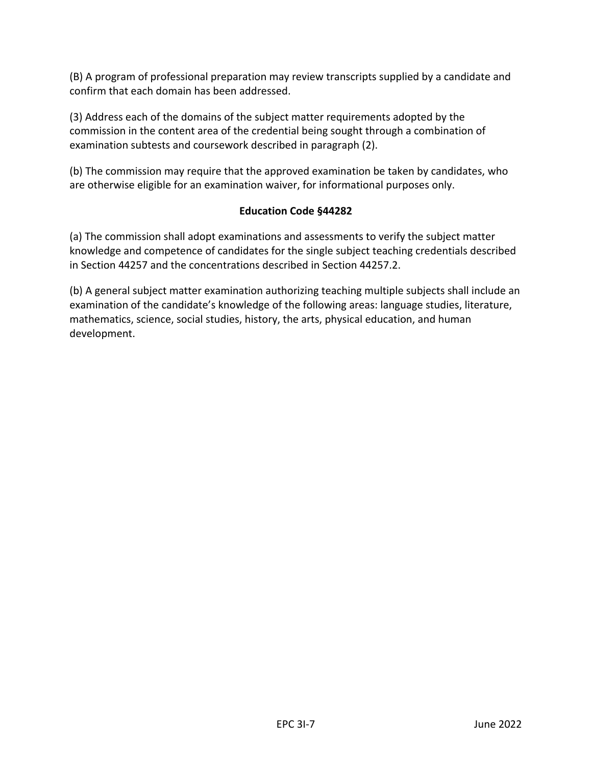(B) A program of professional preparation may review transcripts supplied by a candidate and confirm that each domain has been addressed.

(3) Address each of the domains of the subject matter requirements adopted by the commission in the content area of the credential being sought through a combination of examination subtests and coursework described in paragraph (2).

(b) The commission may require that the approved examination be taken by candidates, who are otherwise eligible for an examination waiver, for informational purposes only.

### Education Code §44282

(a) The commission shall adopt examinations and assessments to verify the subject matter knowledge and competence of candidates for the single subject teaching credentials described in Section 44257 and the concentrations described in Section 44257.2.

(b) A general subject matter examination authorizing teaching multiple subjects shall include an examination of the candidate's knowledge of the following areas: language studies, literature, mathematics, science, social studies, history, the arts, physical education, and human development.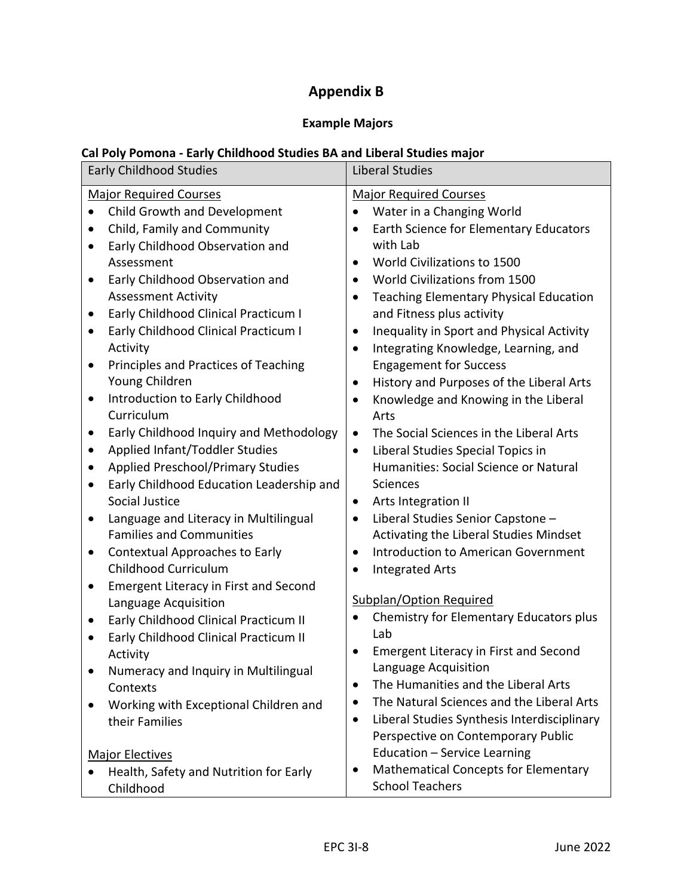# Appendix B

## Example Majors

### Cal Poly Pomona - Early Childhood Studies BA and Liberal Studies major

| Early Childhood Studies | Liberal Studies |
|---|---|
| <u>Major Required Courses</u><br>• Child Growth and Development<br>• Child, Family and Community<br>• Early Childhood Observation and Assessment<br>• Early Childhood Observation and Assessment Activity<br>• Early Childhood Clinical Practicum I<br>• Early Childhood Clinical Practicum I Activity<br>• Principles and Practices of Teaching Young Children<br>• Introduction to Early Childhood Curriculum<br>• Early Childhood Inquiry and Methodology<br>• Applied Infant/Toddler Studies<br>• Applied Preschool/Primary Studies<br>• Early Childhood Education Leadership and Social Justice<br>• Language and Literacy in Multilingual Families and Communities<br>• Contextual Approaches to Early Childhood Curriculum<br>• Emergent Literacy in First and Second Language Acquisition<br>• Early Childhood Clinical Practicum II<br>• Early Childhood Clinical Practicum II Activity<br>• Numeracy and Inquiry in Multilingual Contexts<br>• Working with Exceptional Children and their Families<br><br><u>Major Electives</u><br>• Health, Safety and Nutrition for Early Childhood | <u>Major Required Courses</u><br>• Water in a Changing World<br>• Earth Science for Elementary Educators with Lab<br>• World Civilizations to 1500<br>• World Civilizations from 1500<br>• Teaching Elementary Physical Education and Fitness plus activity<br>• Inequality in Sport and Physical Activity<br>• Integrating Knowledge, Learning, and Engagement for Success<br>• History and Purposes of the Liberal Arts<br>• Knowledge and Knowing in the Liberal Arts<br>• The Social Sciences in the Liberal Arts<br>• Liberal Studies Special Topics in Humanities: Social Science or Natural Sciences<br>• Arts Integration II<br>• Liberal Studies Senior Capstone – Activating the Liberal Studies Mindset<br>• Introduction to American Government<br>• Integrated Arts<br><br><u>Subplan/Option Required</u><br>• Chemistry for Elementary Educators plus Lab<br>• Emergent Literacy in First and Second Language Acquisition<br>• The Humanities and the Liberal Arts<br>• The Natural Sciences and the Liberal Arts<br>• Liberal Studies Synthesis Interdisciplinary Perspective on Contemporary Public Education – Service Learning<br>• Mathematical Concepts for Elementary School Teachers |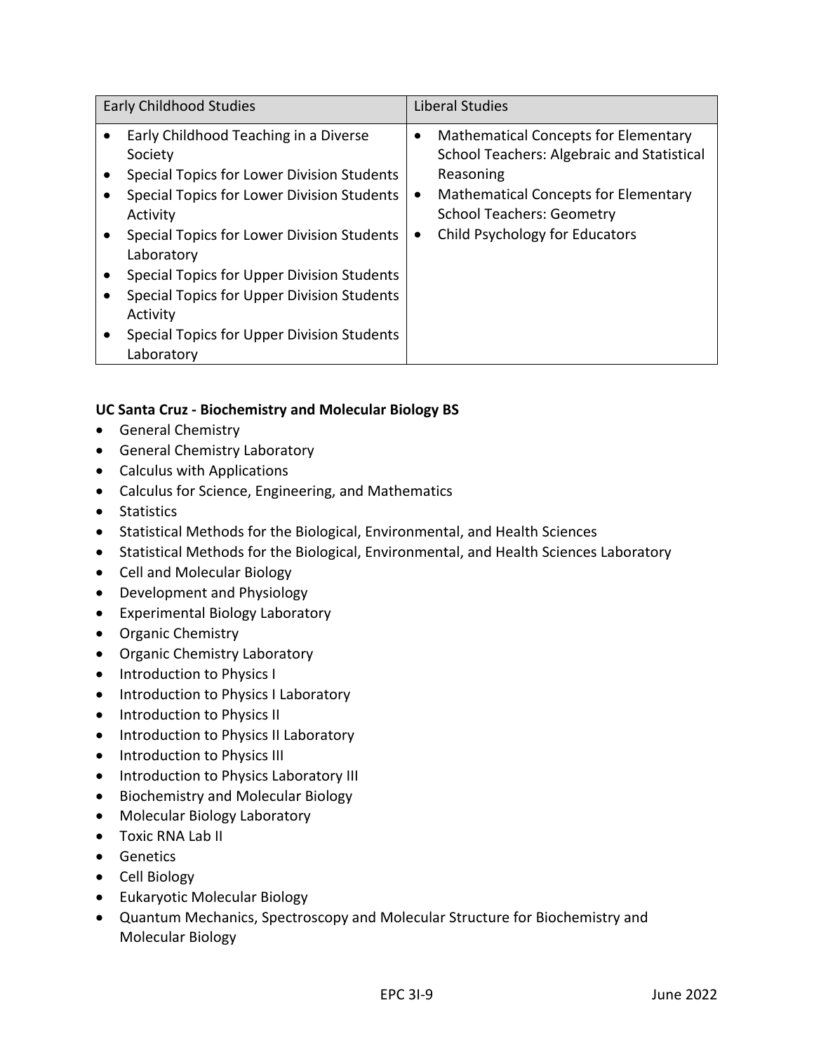| Early Childhood Studies | Liberal Studies |
| --- | --- |
| • Early Childhood Teaching in a Diverse Society<br>• Special Topics for Lower Division Students<br>• Special Topics for Lower Division Students Activity<br>• Special Topics for Lower Division Students Laboratory<br>• Special Topics for Upper Division Students<br>• Special Topics for Upper Division Students Activity<br>• Special Topics for Upper Division Students Laboratory | • Mathematical Concepts for Elementary School Teachers: Algebraic and Statistical Reasoning<br>• Mathematical Concepts for Elementary School Teachers: Geometry<br>• Child Psychology for Educators |

**UC Santa Cruz - Biochemistry and Molecular Biology BS**

- General Chemistry
- General Chemistry Laboratory
- Calculus with Applications
- Calculus for Science, Engineering, and Mathematics
- Statistics
- Statistical Methods for the Biological, Environmental, and Health Sciences
- Statistical Methods for the Biological, Environmental, and Health Sciences Laboratory
- Cell and Molecular Biology
- Development and Physiology
- Experimental Biology Laboratory
- Organic Chemistry
- Organic Chemistry Laboratory
- Introduction to Physics I
- Introduction to Physics I Laboratory
- Introduction to Physics II
- Introduction to Physics II Laboratory
- Introduction to Physics III
- Introduction to Physics Laboratory III
- Biochemistry and Molecular Biology
- Molecular Biology Laboratory
- Toxic RNA Lab II
- Genetics
- Cell Biology
- Eukaryotic Molecular Biology
- Quantum Mechanics, Spectroscopy and Molecular Structure for Biochemistry and Molecular Biology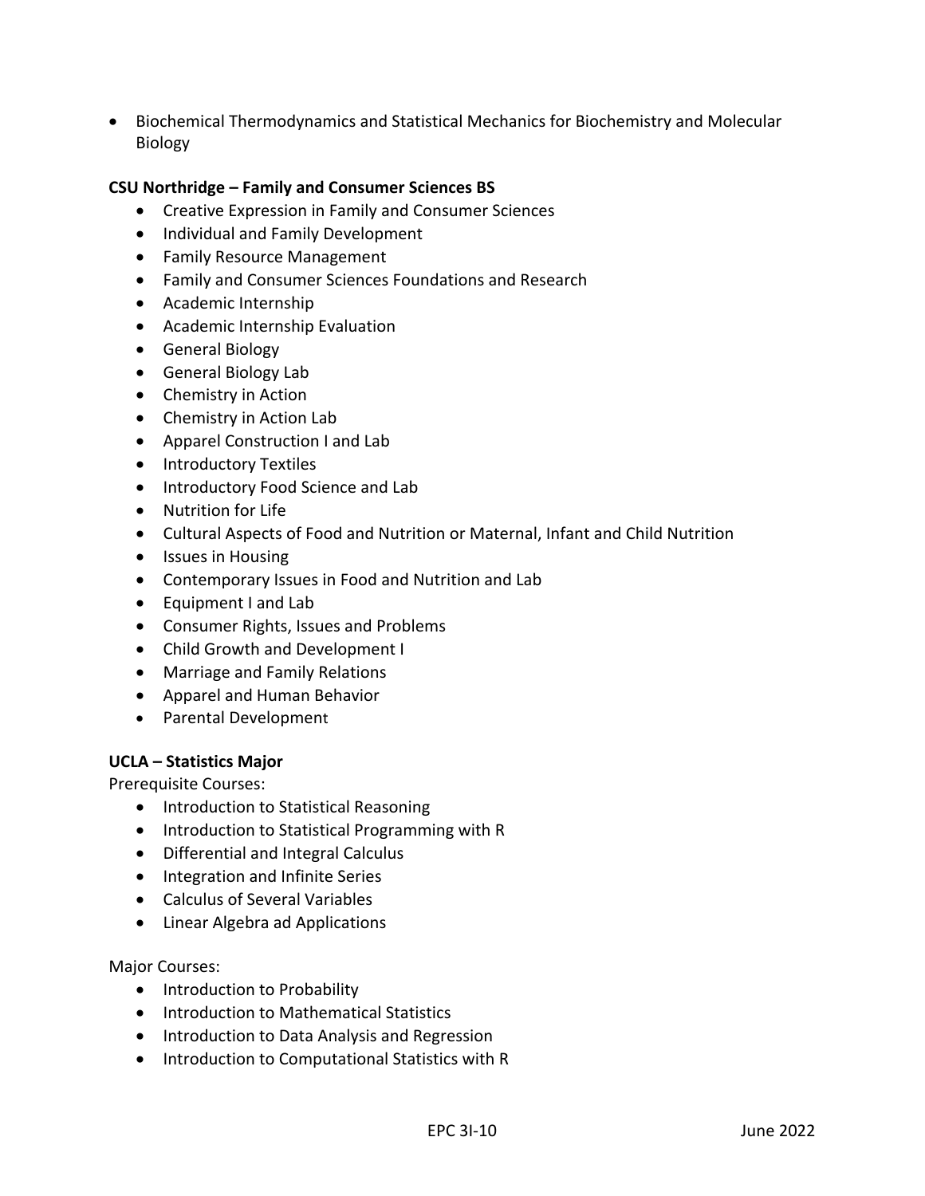- Biochemical Thermodynamics and Statistical Mechanics for Biochemistry and Molecular Biology

**CSU Northridge – Family and Consumer Sciences BS**

- Creative Expression in Family and Consumer Sciences
- Individual and Family Development
- Family Resource Management
- Family and Consumer Sciences Foundations and Research
- Academic Internship
- Academic Internship Evaluation
- General Biology
- General Biology Lab
- Chemistry in Action
- Chemistry in Action Lab
- Apparel Construction I and Lab
- Introductory Textiles
- Introductory Food Science and Lab
- Nutrition for Life
- Cultural Aspects of Food and Nutrition or Maternal, Infant and Child Nutrition
- Issues in Housing
- Contemporary Issues in Food and Nutrition and Lab
- Equipment I and Lab
- Consumer Rights, Issues and Problems
- Child Growth and Development I
- Marriage and Family Relations
- Apparel and Human Behavior
- Parental Development

**UCLA – Statistics Major**

Prerequisite Courses:

- Introduction to Statistical Reasoning
- Introduction to Statistical Programming with R
- Differential and Integral Calculus
- Integration and Infinite Series
- Calculus of Several Variables
- Linear Algebra ad Applications

Major Courses:

- Introduction to Probability
- Introduction to Mathematical Statistics
- Introduction to Data Analysis and Regression
- Introduction to Computational Statistics with R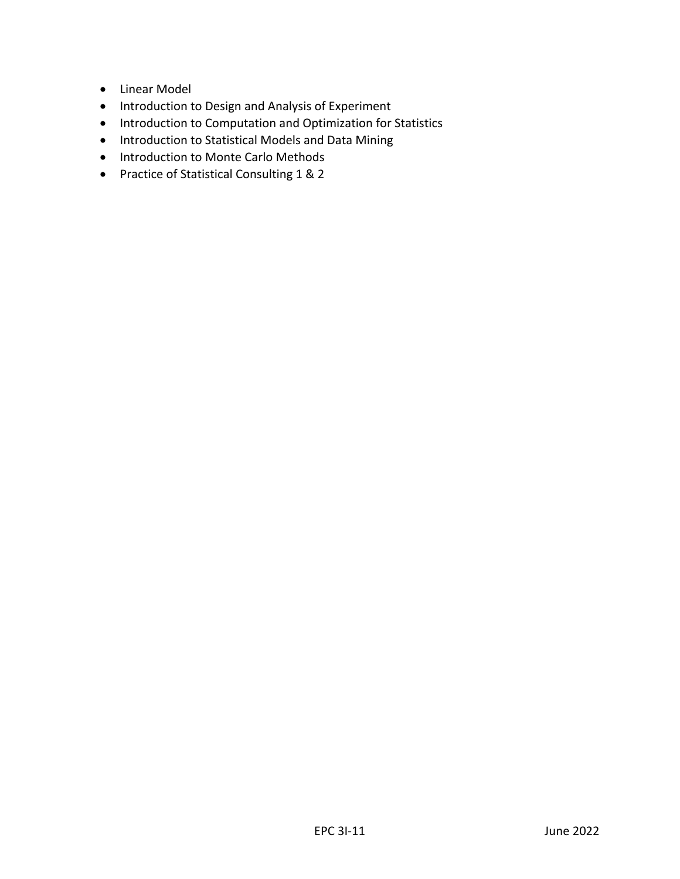- Linear Model
- Introduction to Design and Analysis of Experiment
- Introduction to Computation and Optimization for Statistics
- Introduction to Statistical Models and Data Mining
- Introduction to Monte Carlo Methods
- Practice of Statistical Consulting 1 & 2